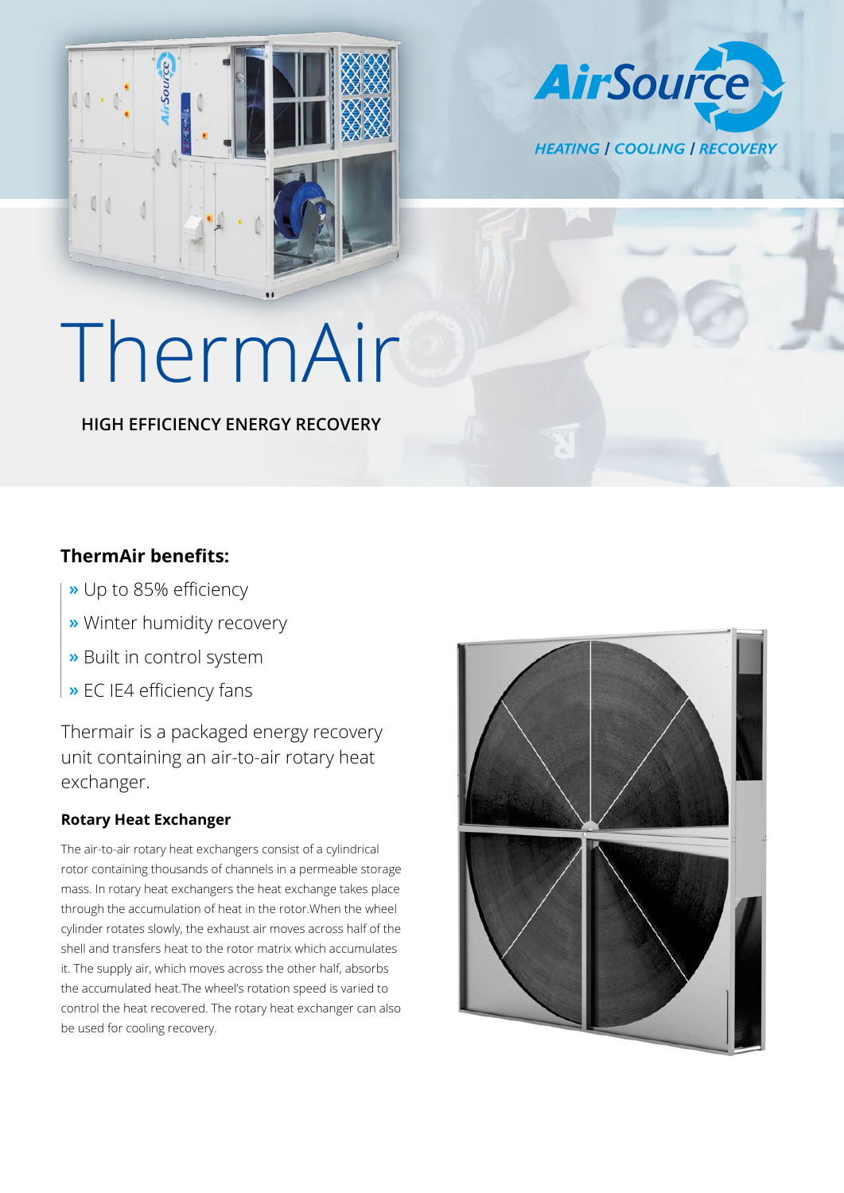AirSource

HEATING | COOLING | RECOVERY

# ThermAir

**HIGH EFFICIENCY ENERGY RECOVERY**

## ThermAir benefits:

- » Up to 85% efficiency
- » Winter humidity recovery
- » Built in control system
- » EC IE4 efficiency fans

Thermair is a packaged energy recovery unit containing an air-to-air rotary heat exchanger.

### Rotary Heat Exchanger

The air-to-air rotary heat exchangers consist of a cylindrical rotor containing thousands of channels in a permeable storage mass. In rotary heat exchangers the heat exchange takes place through the accumulation of heat in the rotor.When the wheel cylinder rotates slowly, the exhaust air moves across half of the shell and transfers heat to the rotor matrix which accumulates it. The supply air, which moves across the other half, absorbs the accumulated heat.The wheel's rotation speed is varied to control the heat recovered. The rotary heat exchanger can also be used for cooling recovery.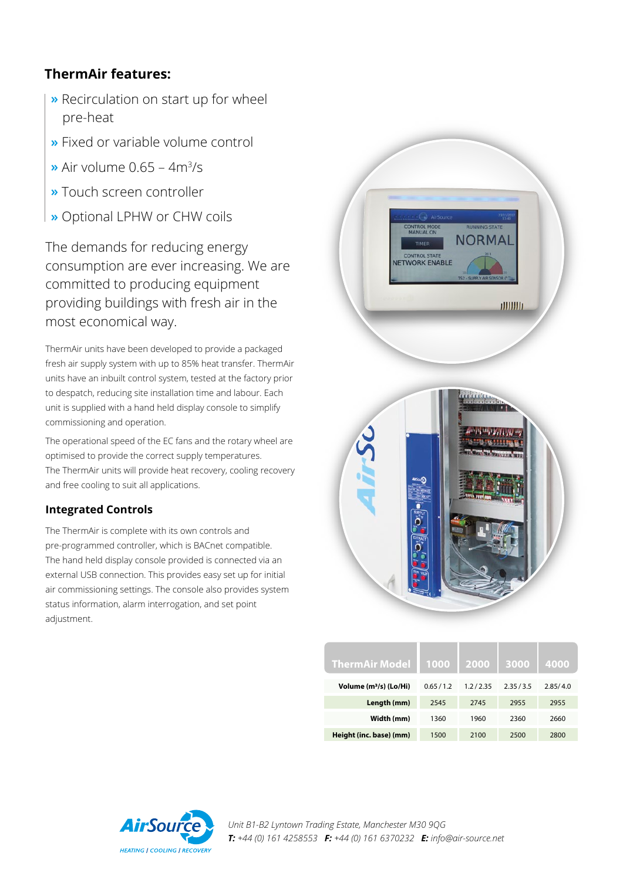## ThermAir features:

- » Recirculation on start up for wheel pre-heat
- » Fixed or variable volume control
- » Air volume 0.65 – 4m$^3$/s
- » Touch screen controller
- » Optional LPHW or CHW coils

The demands for reducing energy consumption are ever increasing. We are committed to producing equipment providing buildings with fresh air in the most economical way.

ThermAir units have been developed to provide a packaged fresh air supply system with up to 85% heat transfer. ThermAir units have an inbuilt control system, tested at the factory prior to despatch, reducing site installation time and labour. Each unit is supplied with a hand held display console to simplify commissioning and operation.

The operational speed of the EC fans and the rotary wheel are optimised to provide the correct supply temperatures. The ThermAir units will provide heat recovery, cooling recovery and free cooling to suit all applications.

### Integrated Controls

The ThermAir is complete with its own controls and pre-programmed controller, which is BACnet compatible. The hand held display console provided is connected via an external USB connection. This provides easy set up for initial air commissioning settings. The console also provides system status information, alarm interrogation, and set point adjustment.

| ThermAir Model | 1000 | 2000 | 3000 | 4000 |
|---|---|---|---|---|
| Volume (m³/s) (Lo/Hi) | 0.65 / 1.2 | 1.2 / 2.35 | 2.35 / 3.5 | 2.85/ 4.0 |
| Length (mm) | 2545 | 2745 | 2955 | 2955 |
| Width (mm) | 1360 | 1960 | 2360 | 2660 |
| Height (inc. base) (mm) | 1500 | 2100 | 2500 | 2800 |

AirSource
HEATING | COOLING | RECOVERY

*Unit B1-B2 Lyntown Trading Estate, Manchester M30 9QG*
***T:** +44 (0) 161 4258553 **F:** +44 (0) 161 6370232 **E:** info@air-source.net*